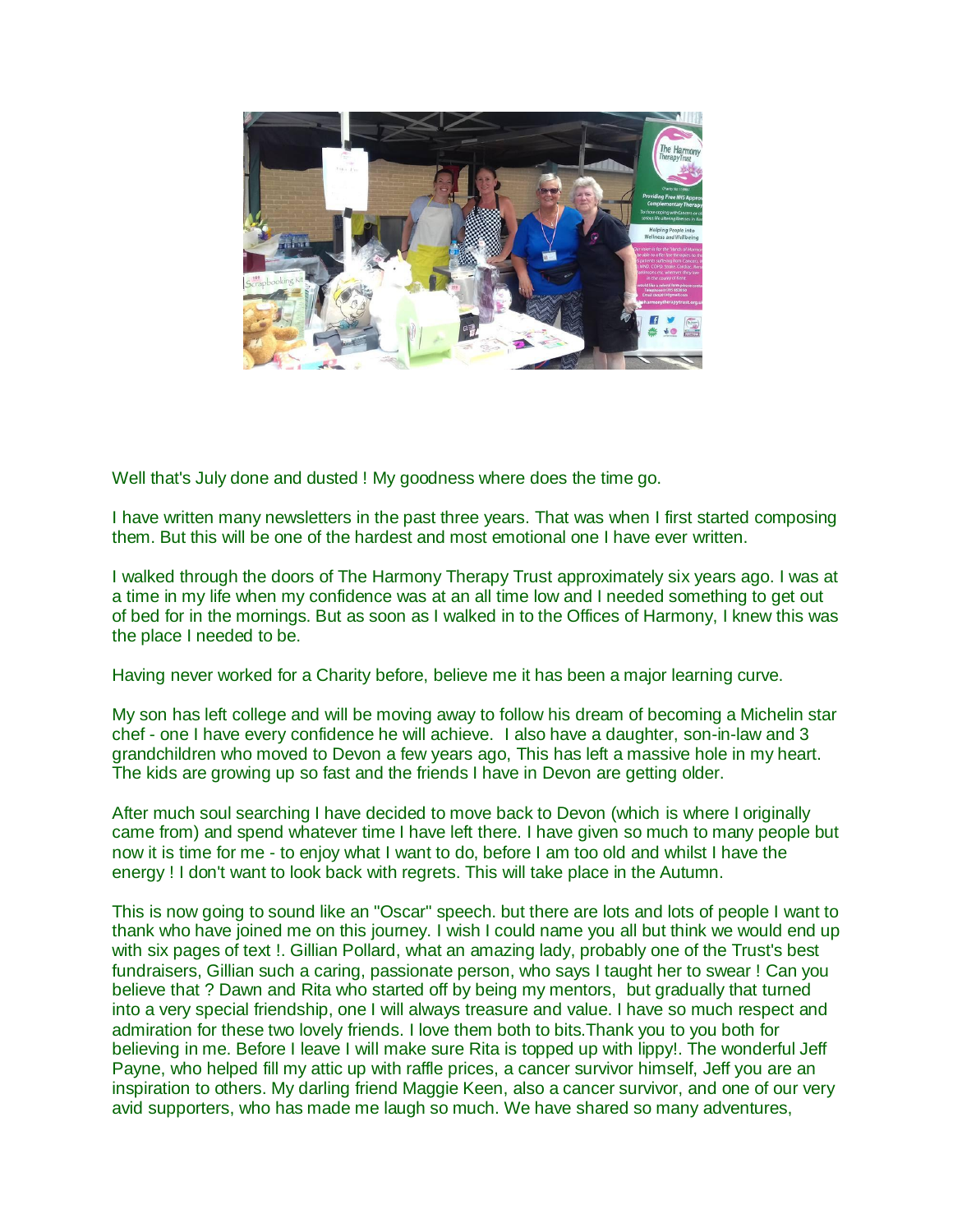Well that's July done and dusted ! My goodness where does the time go.

I have written many newsletters in the past three years. That was when I first started composing them. But this will be one of the hardest and most emotional one I have ever written.

I walked through the doors of The Harmony Therapy Trust approximately six years ago. I was at a time in my life when my confidence was at an all time low and I needed something to get out of bed for in the mornings. But as soon as I walked in to the Offices of Harmony, I knew this was the place I needed to be.

Having never worked for a Charity before, believe me it has been a major learning curve.

My son has left college and will be moving away to follow his dream of becoming a Michelin star chef - one I have every confidence he will achieve. I also have a daughter, son-in-law and 3 grandchildren who moved to Devon a few years ago, This has left a massive hole in my heart. The kids are growing up so fast and the friends I have in Devon are getting older.

After much soul searching I have decided to move back to Devon (which is where I originally came from) and spend whatever time I have left there. I have given so much to many people but now it is time for me - to enjoy what I want to do, before I am too old and whilst I have the energy ! I don't want to look back with regrets. This will take place in the Autumn.

This is now going to sound like an "Oscar" speech. but there are lots and lots of people I want to thank who have joined me on this journey. I wish I could name you all but think we would end up with six pages of text !. Gillian Pollard, what an amazing lady, probably one of the Trust's best fundraisers, Gillian such a caring, passionate person, who says I taught her to swear ! Can you believe that ? Dawn and Rita who started off by being my mentors, but gradually that turned into a very special friendship, one I will always treasure and value. I have so much respect and admiration for these two lovely friends. I love them both to bits.Thank you to you both for believing in me. Before I leave I will make sure Rita is topped up with lippy!. The wonderful Jeff Payne, who helped fill my attic up with raffle prices, a cancer survivor himself, Jeff you are an inspiration to others. My darling friend Maggie Keen, also a cancer survivor, and one of our very avid supporters, who has made me laugh so much. We have shared so many adventures,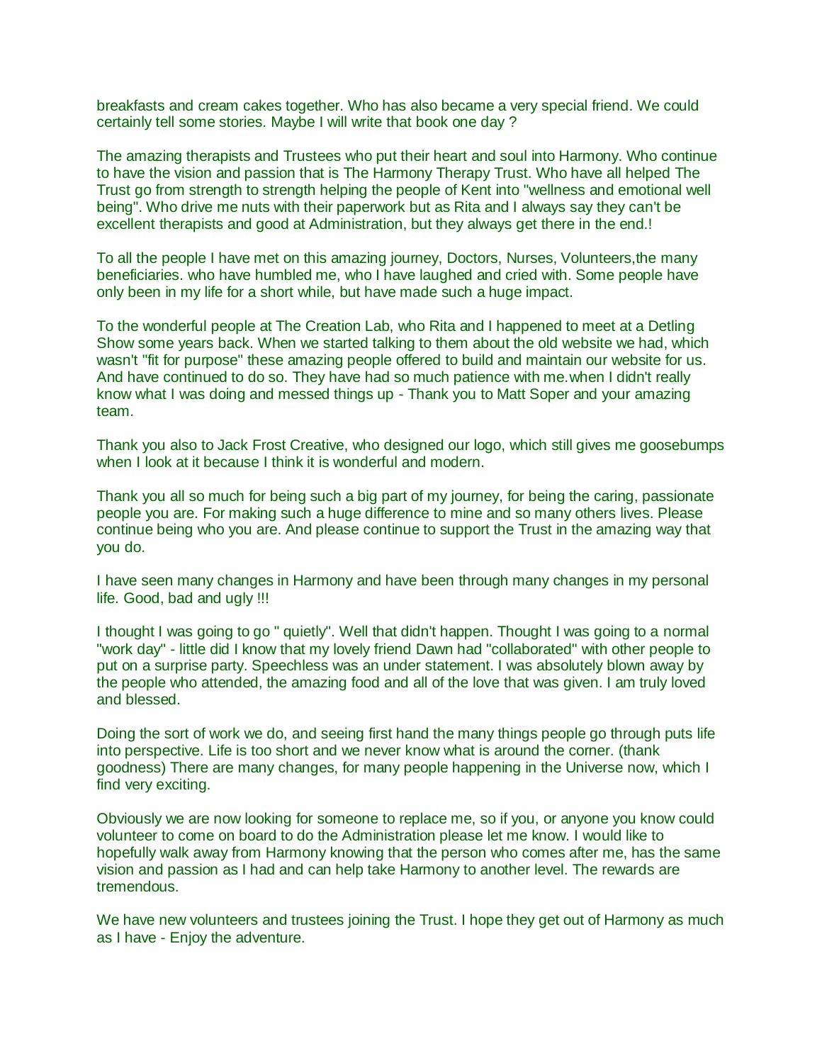breakfasts and cream cakes together. Who has also became a very special friend. We could certainly tell some stories. Maybe I will write that book one day ?

The amazing therapists and Trustees who put their heart and soul into Harmony. Who continue to have the vision and passion that is The Harmony Therapy Trust. Who have all helped The Trust go from strength to strength helping the people of Kent into "wellness and emotional well being". Who drive me nuts with their paperwork but as Rita and I always say they can't be excellent therapists and good at Administration, but they always get there in the end.!

To all the people I have met on this amazing journey, Doctors, Nurses, Volunteers,the many beneficiaries. who have humbled me, who I have laughed and cried with. Some people have only been in my life for a short while, but have made such a huge impact.

To the wonderful people at The Creation Lab, who Rita and I happened to meet at a Detling Show some years back. When we started talking to them about the old website we had, which wasn't "fit for purpose" these amazing people offered to build and maintain our website for us. And have continued to do so. They have had so much patience with me.when I didn't really know what I was doing and messed things up - Thank you to Matt Soper and your amazing team.

Thank you also to Jack Frost Creative, who designed our logo, which still gives me goosebumps when I look at it because I think it is wonderful and modern.

Thank you all so much for being such a big part of my journey, for being the caring, passionate people you are. For making such a huge difference to mine and so many others lives. Please continue being who you are. And please continue to support the Trust in the amazing way that you do.

I have seen many changes in Harmony and have been through many changes in my personal life. Good, bad and ugly !!!

I thought I was going to go " quietly". Well that didn't happen. Thought I was going to a normal "work day" - little did I know that my lovely friend Dawn had "collaborated" with other people to put on a surprise party. Speechless was an under statement. I was absolutely blown away by the people who attended, the amazing food and all of the love that was given. I am truly loved and blessed.

Doing the sort of work we do, and seeing first hand the many things people go through puts life into perspective. Life is too short and we never know what is around the corner. (thank goodness) There are many changes, for many people happening in the Universe now, which I find very exciting.

Obviously we are now looking for someone to replace me, so if you, or anyone you know could volunteer to come on board to do the Administration please let me know. I would like to hopefully walk away from Harmony knowing that the person who comes after me, has the same vision and passion as I had and can help take Harmony to another level. The rewards are tremendous.

We have new volunteers and trustees joining the Trust. I hope they get out of Harmony as much as I have - Enjoy the adventure.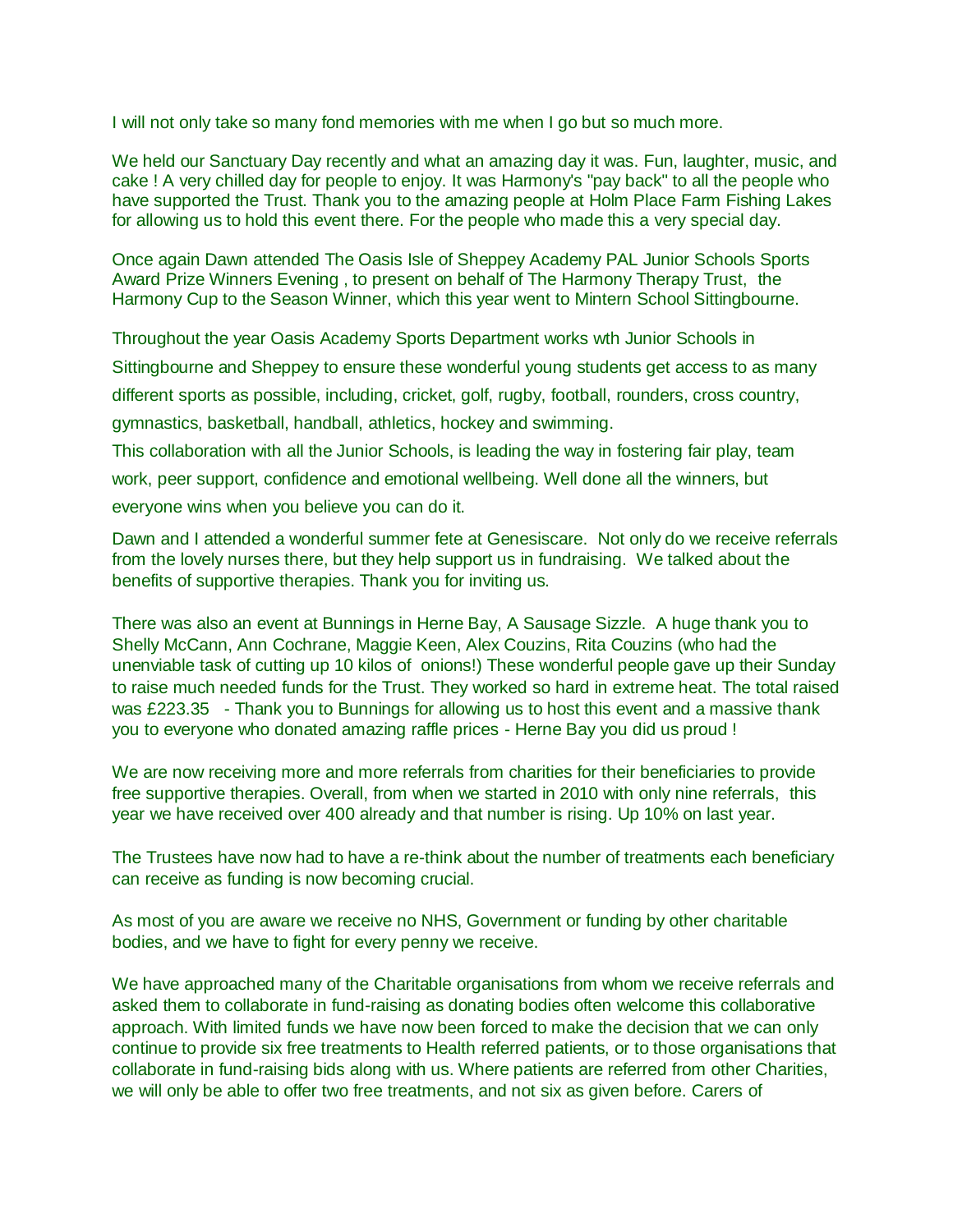I will not only take so many fond memories with me when I go but so much more.

We held our Sanctuary Day recently and what an amazing day it was. Fun, laughter, music, and cake ! A very chilled day for people to enjoy. It was Harmony's "pay back" to all the people who have supported the Trust. Thank you to the amazing people at Holm Place Farm Fishing Lakes for allowing us to hold this event there. For the people who made this a very special day.

Once again Dawn attended The Oasis Isle of Sheppey Academy PAL Junior Schools Sports Award Prize Winners Evening , to present on behalf of The Harmony Therapy Trust, the Harmony Cup to the Season Winner, which this year went to Mintern School Sittingbourne.

Throughout the year Oasis Academy Sports Department works wth Junior Schools in Sittingbourne and Sheppey to ensure these wonderful young students get access to as many different sports as possible, including, cricket, golf, rugby, football, rounders, cross country, gymnastics, basketball, handball, athletics, hockey and swimming.

This collaboration with all the Junior Schools, is leading the way in fostering fair play, team work, peer support, confidence and emotional wellbeing. Well done all the winners, but everyone wins when you believe you can do it.

Dawn and I attended a wonderful summer fete at Genesiscare. Not only do we receive referrals from the lovely nurses there, but they help support us in fundraising. We talked about the benefits of supportive therapies. Thank you for inviting us.

There was also an event at Bunnings in Herne Bay, A Sausage Sizzle. A huge thank you to Shelly McCann, Ann Cochrane, Maggie Keen, Alex Couzins, Rita Couzins (who had the unenviable task of cutting up 10 kilos of onions!) These wonderful people gave up their Sunday to raise much needed funds for the Trust. They worked so hard in extreme heat. The total raised was £223.35 - Thank you to Bunnings for allowing us to host this event and a massive thank you to everyone who donated amazing raffle prices - Herne Bay you did us proud !

We are now receiving more and more referrals from charities for their beneficiaries to provide free supportive therapies. Overall, from when we started in 2010 with only nine referrals, this year we have received over 400 already and that number is rising. Up 10% on last year.

The Trustees have now had to have a re-think about the number of treatments each beneficiary can receive as funding is now becoming crucial.

As most of you are aware we receive no NHS, Government or funding by other charitable bodies, and we have to fight for every penny we receive.

We have approached many of the Charitable organisations from whom we receive referrals and asked them to collaborate in fund-raising as donating bodies often welcome this collaborative approach. With limited funds we have now been forced to make the decision that we can only continue to provide six free treatments to Health referred patients, or to those organisations that collaborate in fund-raising bids along with us. Where patients are referred from other Charities, we will only be able to offer two free treatments, and not six as given before. Carers of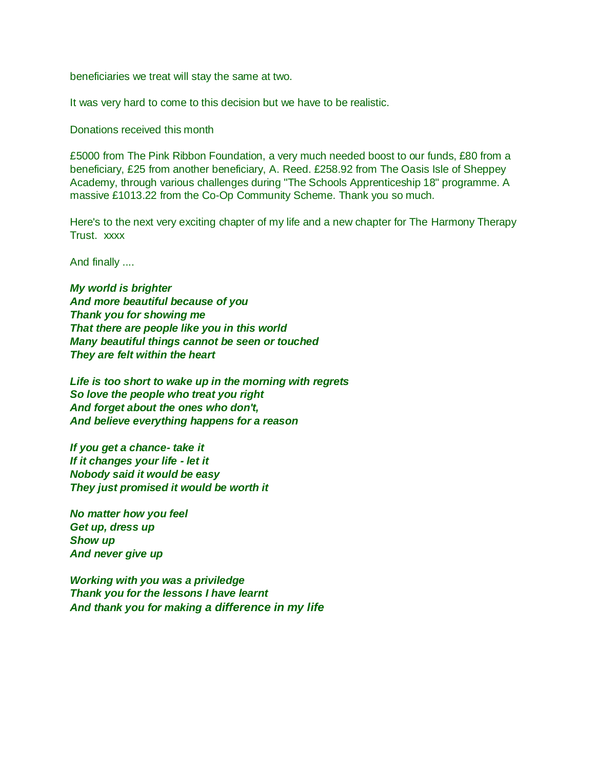beneficiaries we treat will stay the same at two.

It was very hard to come to this decision but we have to be realistic.

Donations received this month

£5000 from The Pink Ribbon Foundation, a very much needed boost to our funds, £80 from a beneficiary, £25 from another beneficiary, A. Reed. £258.92 from The Oasis Isle of Sheppey Academy, through various challenges during "The Schools Apprenticeship 18" programme. A massive £1013.22 from the Co-Op Community Scheme. Thank you so much.

Here's to the next very exciting chapter of my life and a new chapter for The Harmony Therapy Trust.  xxxx

And finally ....

***My world is brighter***
***And more beautiful because of you***
***Thank you for showing me***
***That there are people like you in this world***
***Many beautiful things cannot be seen or touched***
***They are felt within the heart***

***Life is too short to wake up in the morning with regrets***
***So love the people who treat you right***
***And forget about the ones who don't,***
***And believe everything happens for a reason***

***If you get a chance- take it***
***If it changes your life - let it***
***Nobody said it would be easy***
***They just promised it would be worth it***

***No matter how you feel***
***Get up, dress up***
***Show up***
***And never give up***

***Working with you was a priviledge***
***Thank you for the lessons I have learnt***
***And thank you for making a difference in my life***